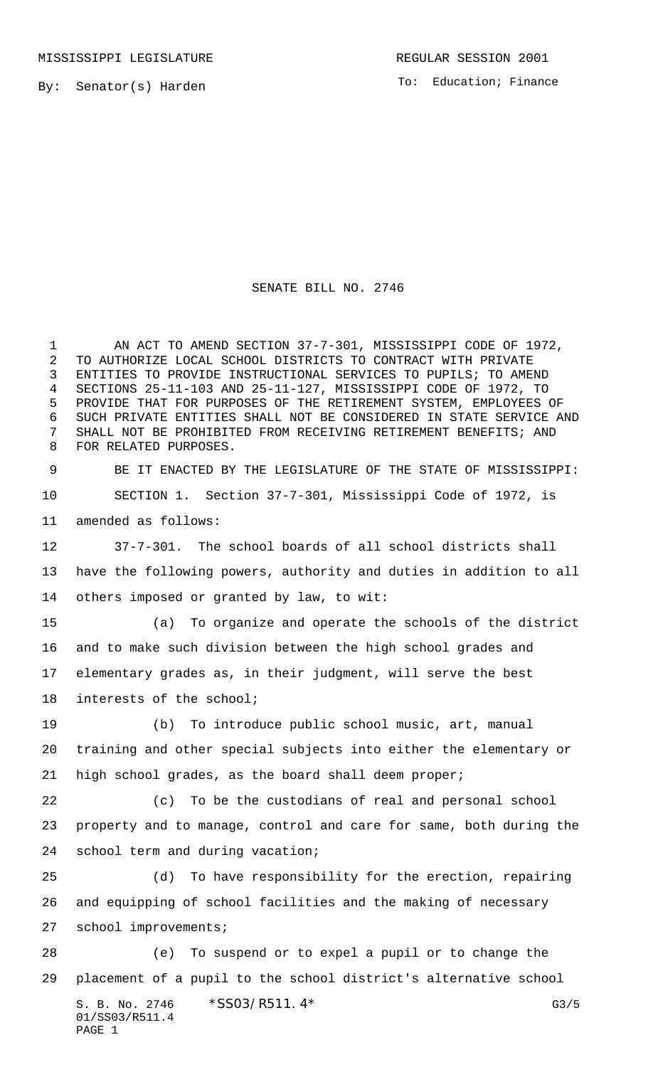MISSISSIPPI LEGISLATURE REGULAR SESSION 2001

By: Senator(s) Harden

To: Education; Finance

# SENATE BILL NO. 2746

AN ACT TO AMEND SECTION 37-7-301, MISSISSIPPI CODE OF 1972, TO AUTHORIZE LOCAL SCHOOL DISTRICTS TO CONTRACT WITH PRIVATE ENTITIES TO PROVIDE INSTRUCTIONAL SERVICES TO PUPILS; TO AMEND SECTIONS 25-11-103 AND 25-11-127, MISSISSIPPI CODE OF 1972, TO PROVIDE THAT FOR PURPOSES OF THE RETIREMENT SYSTEM, EMPLOYEES OF SUCH PRIVATE ENTITIES SHALL NOT BE CONSIDERED IN STATE SERVICE AND SHALL NOT BE PROHIBITED FROM RECEIVING RETIREMENT BENEFITS; AND FOR RELATED PURPOSES.

BE IT ENACTED BY THE LEGISLATURE OF THE STATE OF MISSISSIPPI:

SECTION 1. Section 37-7-301, Mississippi Code of 1972, is amended as follows:

37-7-301. The school boards of all school districts shall have the following powers, authority and duties in addition to all others imposed or granted by law, to wit:

(a) To organize and operate the schools of the district and to make such division between the high school grades and elementary grades as, in their judgment, will serve the best interests of the school;

(b) To introduce public school music, art, manual training and other special subjects into either the elementary or high school grades, as the board shall deem proper;

(c) To be the custodians of real and personal school property and to manage, control and care for same, both during the school term and during vacation;

(d) To have responsibility for the erection, repairing and equipping of school facilities and the making of necessary school improvements;

(e) To suspend or to expel a pupil or to change the placement of a pupil to the school district's alternative school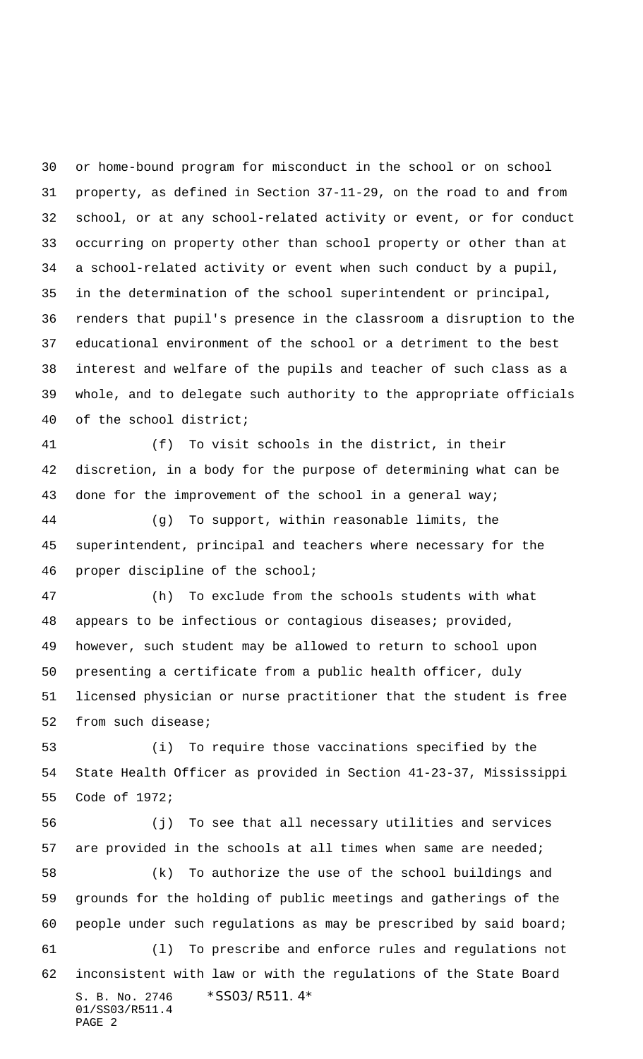or home-bound program for misconduct in the school or on school property, as defined in Section 37-11-29, on the road to and from school, or at any school-related activity or event, or for conduct occurring on property other than school property or other than at a school-related activity or event when such conduct by a pupil, in the determination of the school superintendent or principal, renders that pupil's presence in the classroom a disruption to the educational environment of the school or a detriment to the best interest and welfare of the pupils and teacher of such class as a whole, and to delegate such authority to the appropriate officials of the school district;

(f) To visit schools in the district, in their discretion, in a body for the purpose of determining what can be done for the improvement of the school in a general way;

(g) To support, within reasonable limits, the superintendent, principal and teachers where necessary for the proper discipline of the school;

(h) To exclude from the schools students with what appears to be infectious or contagious diseases; provided, however, such student may be allowed to return to school upon presenting a certificate from a public health officer, duly licensed physician or nurse practitioner that the student is free from such disease;

(i) To require those vaccinations specified by the State Health Officer as provided in Section 41-23-37, Mississippi Code of 1972;

(j) To see that all necessary utilities and services are provided in the schools at all times when same are needed;

(k) To authorize the use of the school buildings and grounds for the holding of public meetings and gatherings of the people under such regulations as may be prescribed by said board;

(l) To prescribe and enforce rules and regulations not inconsistent with law or with the regulations of the State Board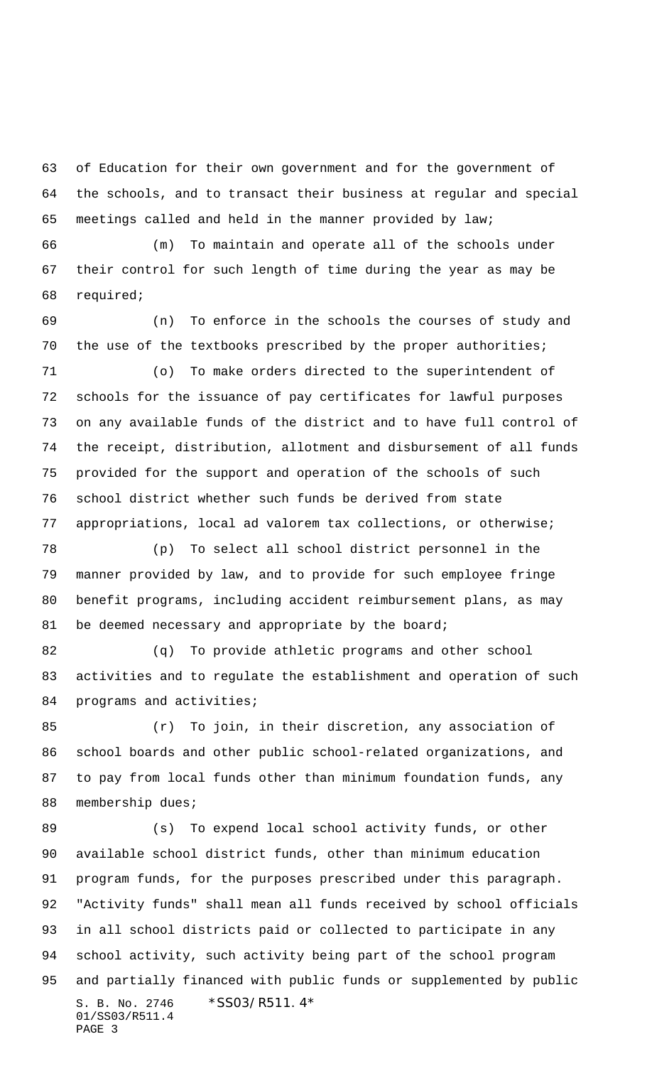of Education for their own government and for the government of the schools, and to transact their business at regular and special meetings called and held in the manner provided by law;

(m) To maintain and operate all of the schools under their control for such length of time during the year as may be required;

(n) To enforce in the schools the courses of study and the use of the textbooks prescribed by the proper authorities;

(o) To make orders directed to the superintendent of schools for the issuance of pay certificates for lawful purposes on any available funds of the district and to have full control of the receipt, distribution, allotment and disbursement of all funds provided for the support and operation of the schools of such school district whether such funds be derived from state appropriations, local ad valorem tax collections, or otherwise;

(p) To select all school district personnel in the manner provided by law, and to provide for such employee fringe benefit programs, including accident reimbursement plans, as may be deemed necessary and appropriate by the board;

(q) To provide athletic programs and other school activities and to regulate the establishment and operation of such programs and activities;

(r) To join, in their discretion, any association of school boards and other public school-related organizations, and to pay from local funds other than minimum foundation funds, any membership dues;

(s) To expend local school activity funds, or other available school district funds, other than minimum education program funds, for the purposes prescribed under this paragraph. "Activity funds" shall mean all funds received by school officials in all school districts paid or collected to participate in any school activity, such activity being part of the school program and partially financed with public funds or supplemented by public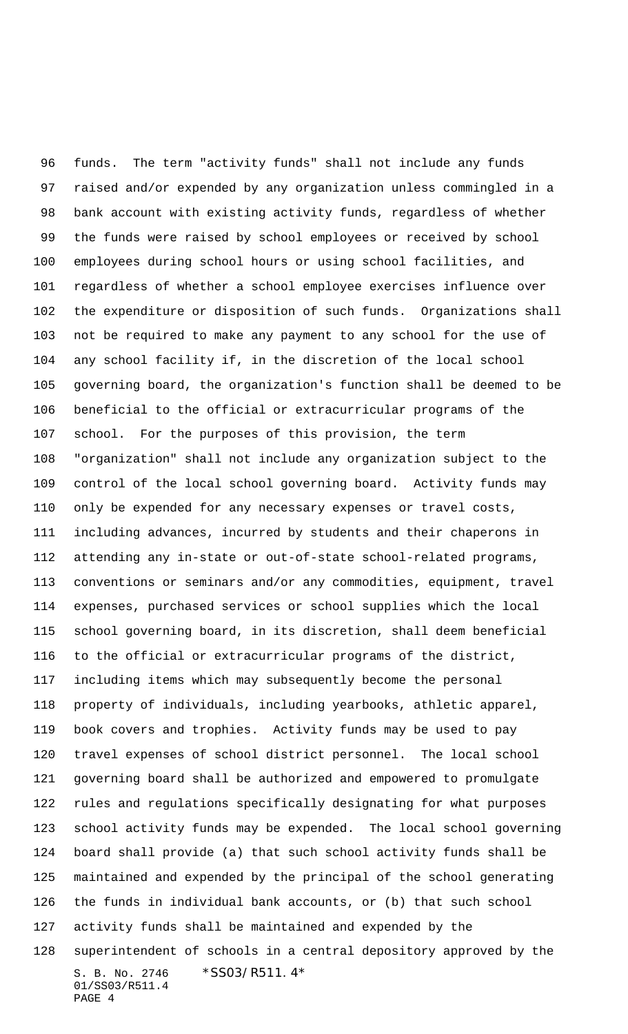funds. The term "activity funds" shall not include any funds raised and/or expended by any organization unless commingled in a bank account with existing activity funds, regardless of whether the funds were raised by school employees or received by school employees during school hours or using school facilities, and regardless of whether a school employee exercises influence over the expenditure or disposition of such funds. Organizations shall not be required to make any payment to any school for the use of any school facility if, in the discretion of the local school governing board, the organization's function shall be deemed to be beneficial to the official or extracurricular programs of the school. For the purposes of this provision, the term "organization" shall not include any organization subject to the control of the local school governing board. Activity funds may only be expended for any necessary expenses or travel costs, including advances, incurred by students and their chaperons in attending any in-state or out-of-state school-related programs, conventions or seminars and/or any commodities, equipment, travel expenses, purchased services or school supplies which the local school governing board, in its discretion, shall deem beneficial to the official or extracurricular programs of the district, including items which may subsequently become the personal property of individuals, including yearbooks, athletic apparel, book covers and trophies. Activity funds may be used to pay travel expenses of school district personnel. The local school governing board shall be authorized and empowered to promulgate rules and regulations specifically designating for what purposes school activity funds may be expended. The local school governing board shall provide (a) that such school activity funds shall be maintained and expended by the principal of the school generating the funds in individual bank accounts, or (b) that such school activity funds shall be maintained and expended by the superintendent of schools in a central depository approved by the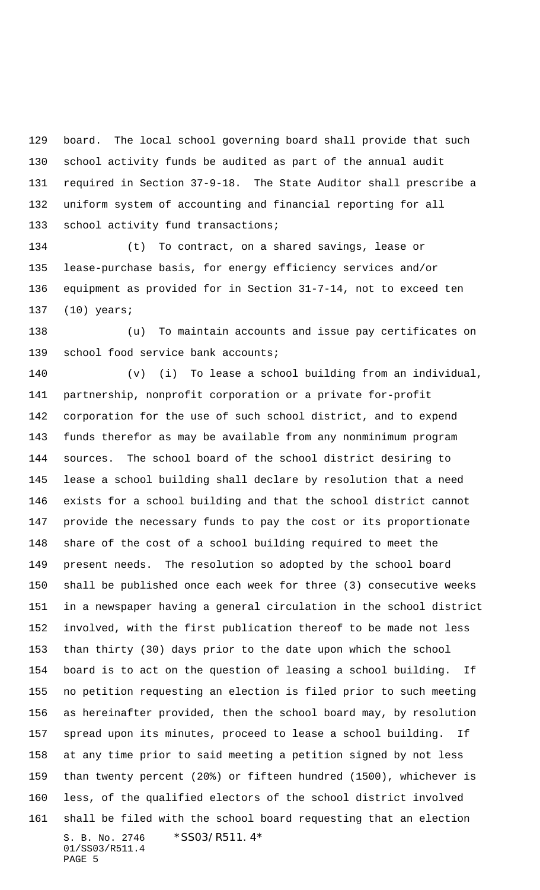board. The local school governing board shall provide that such school activity funds be audited as part of the annual audit required in Section 37-9-18. The State Auditor shall prescribe a uniform system of accounting and financial reporting for all school activity fund transactions;

(t) To contract, on a shared savings, lease or lease-purchase basis, for energy efficiency services and/or equipment as provided for in Section 31-7-14, not to exceed ten (10) years;

(u) To maintain accounts and issue pay certificates on school food service bank accounts;

(v) (i) To lease a school building from an individual, partnership, nonprofit corporation or a private for-profit corporation for the use of such school district, and to expend funds therefor as may be available from any nonminimum program sources. The school board of the school district desiring to lease a school building shall declare by resolution that a need exists for a school building and that the school district cannot provide the necessary funds to pay the cost or its proportionate share of the cost of a school building required to meet the present needs. The resolution so adopted by the school board shall be published once each week for three (3) consecutive weeks in a newspaper having a general circulation in the school district involved, with the first publication thereof to be made not less than thirty (30) days prior to the date upon which the school board is to act on the question of leasing a school building. If no petition requesting an election is filed prior to such meeting as hereinafter provided, then the school board may, by resolution spread upon its minutes, proceed to lease a school building. If at any time prior to said meeting a petition signed by not less than twenty percent (20%) or fifteen hundred (1500), whichever is less, of the qualified electors of the school district involved shall be filed with the school board requesting that an election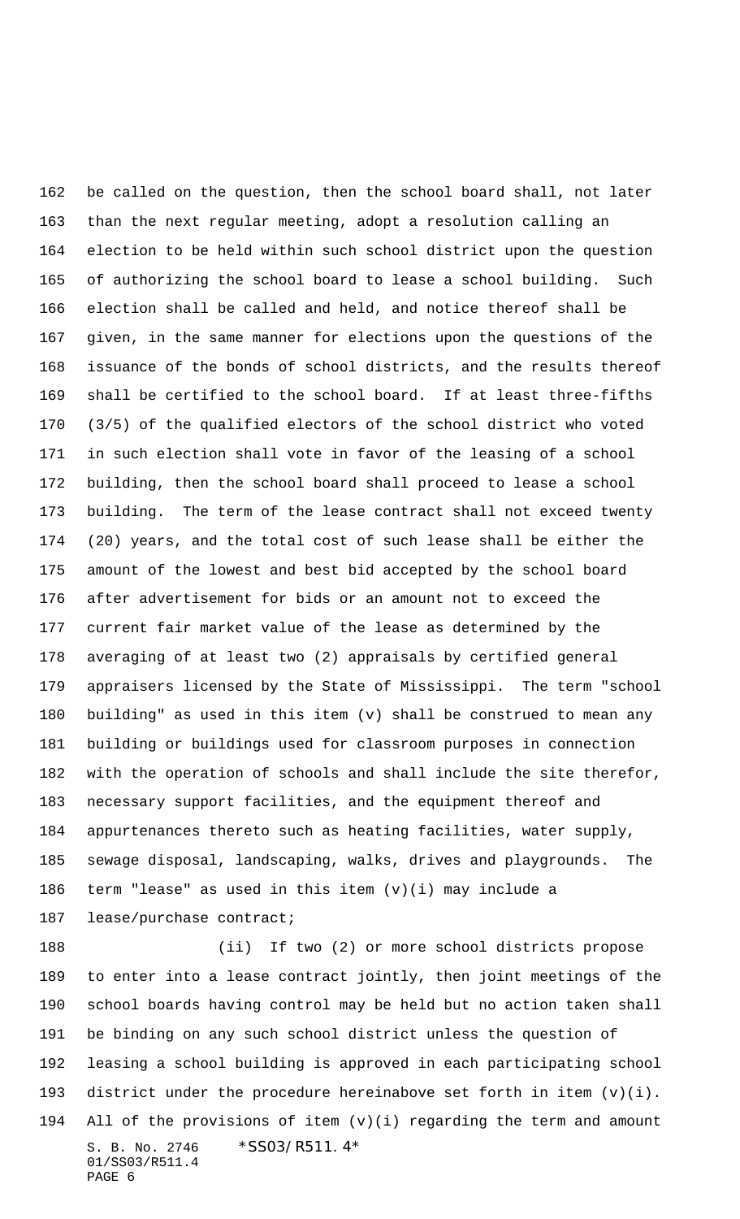be called on the question, then the school board shall, not later than the next regular meeting, adopt a resolution calling an election to be held within such school district upon the question of authorizing the school board to lease a school building. Such election shall be called and held, and notice thereof shall be given, in the same manner for elections upon the questions of the issuance of the bonds of school districts, and the results thereof shall be certified to the school board. If at least three-fifths (3/5) of the qualified electors of the school district who voted in such election shall vote in favor of the leasing of a school building, then the school board shall proceed to lease a school building. The term of the lease contract shall not exceed twenty (20) years, and the total cost of such lease shall be either the amount of the lowest and best bid accepted by the school board after advertisement for bids or an amount not to exceed the current fair market value of the lease as determined by the averaging of at least two (2) appraisals by certified general appraisers licensed by the State of Mississippi. The term "school building" as used in this item (v) shall be construed to mean any building or buildings used for classroom purposes in connection with the operation of schools and shall include the site therefor, necessary support facilities, and the equipment thereof and appurtenances thereto such as heating facilities, water supply, sewage disposal, landscaping, walks, drives and playgrounds. The term "lease" as used in this item (v)(i) may include a lease/purchase contract;

(ii) If two (2) or more school districts propose to enter into a lease contract jointly, then joint meetings of the school boards having control may be held but no action taken shall be binding on any such school district unless the question of leasing a school building is approved in each participating school district under the procedure hereinabove set forth in item (v)(i). All of the provisions of item (v)(i) regarding the term and amount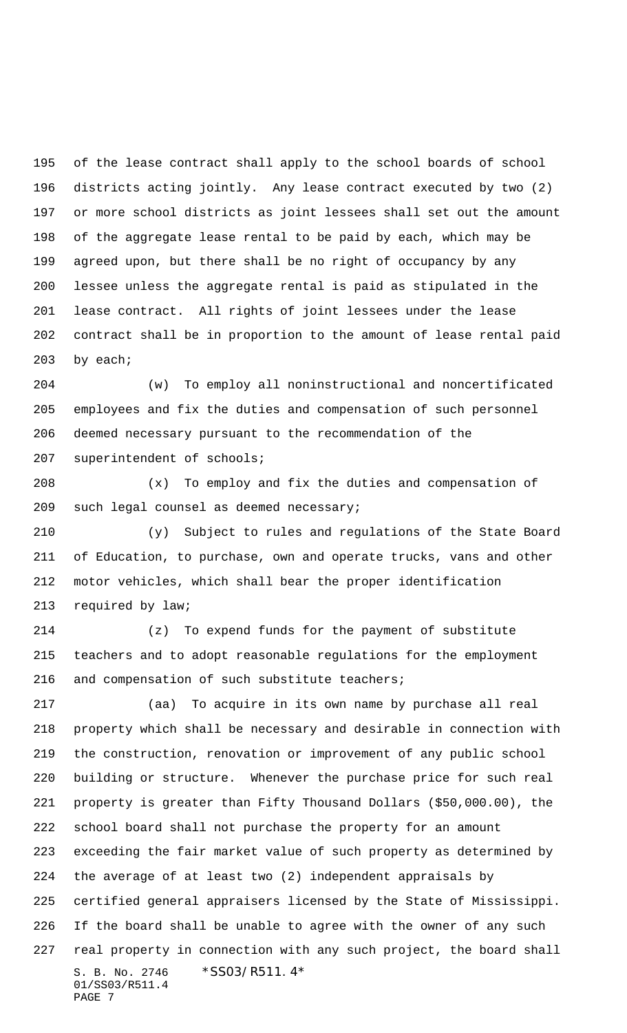of the lease contract shall apply to the school boards of school districts acting jointly. Any lease contract executed by two (2) or more school districts as joint lessees shall set out the amount of the aggregate lease rental to be paid by each, which may be agreed upon, but there shall be no right of occupancy by any lessee unless the aggregate rental is paid as stipulated in the lease contract. All rights of joint lessees under the lease contract shall be in proportion to the amount of lease rental paid by each;

(w) To employ all noninstructional and noncertificated employees and fix the duties and compensation of such personnel deemed necessary pursuant to the recommendation of the superintendent of schools;

(x) To employ and fix the duties and compensation of such legal counsel as deemed necessary;

(y) Subject to rules and regulations of the State Board of Education, to purchase, own and operate trucks, vans and other motor vehicles, which shall bear the proper identification required by law;

(z) To expend funds for the payment of substitute teachers and to adopt reasonable regulations for the employment and compensation of such substitute teachers;

(aa) To acquire in its own name by purchase all real property which shall be necessary and desirable in connection with the construction, renovation or improvement of any public school building or structure. Whenever the purchase price for such real property is greater than Fifty Thousand Dollars ($50,000.00), the school board shall not purchase the property for an amount exceeding the fair market value of such property as determined by the average of at least two (2) independent appraisals by certified general appraisers licensed by the State of Mississippi. If the board shall be unable to agree with the owner of any such real property in connection with any such project, the board shall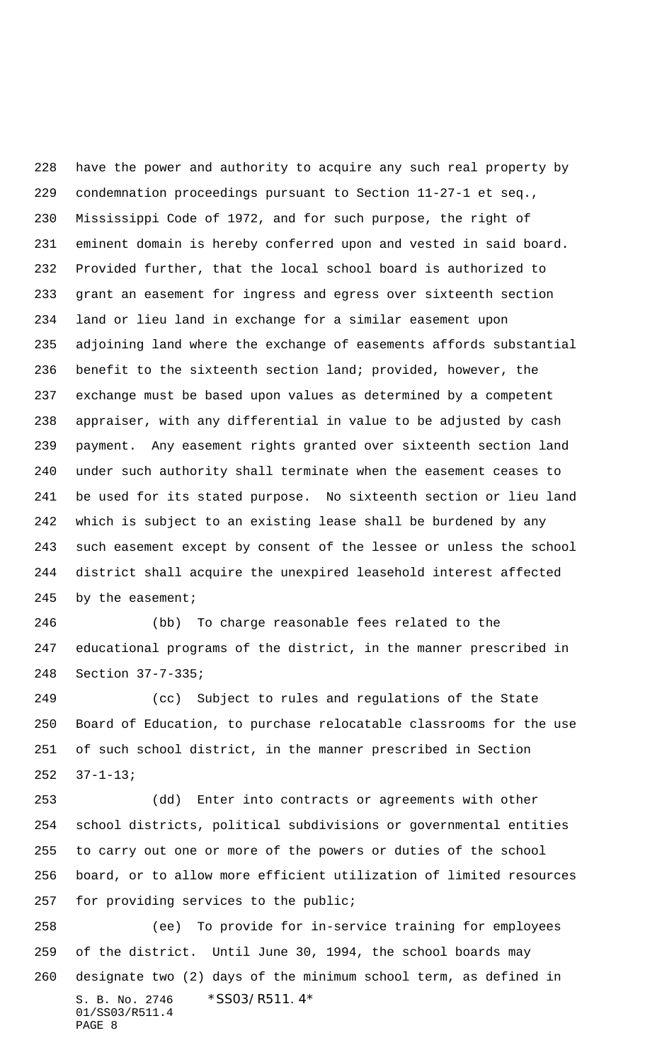have the power and authority to acquire any such real property by condemnation proceedings pursuant to Section 11-27-1 et seq., Mississippi Code of 1972, and for such purpose, the right of eminent domain is hereby conferred upon and vested in said board. Provided further, that the local school board is authorized to grant an easement for ingress and egress over sixteenth section land or lieu land in exchange for a similar easement upon adjoining land where the exchange of easements affords substantial benefit to the sixteenth section land; provided, however, the exchange must be based upon values as determined by a competent appraiser, with any differential in value to be adjusted by cash payment. Any easement rights granted over sixteenth section land under such authority shall terminate when the easement ceases to be used for its stated purpose. No sixteenth section or lieu land which is subject to an existing lease shall be burdened by any such easement except by consent of the lessee or unless the school district shall acquire the unexpired leasehold interest affected by the easement;

(bb) To charge reasonable fees related to the educational programs of the district, in the manner prescribed in Section 37-7-335;

(cc) Subject to rules and regulations of the State Board of Education, to purchase relocatable classrooms for the use of such school district, in the manner prescribed in Section 37-1-13;

(dd) Enter into contracts or agreements with other school districts, political subdivisions or governmental entities to carry out one or more of the powers or duties of the school board, or to allow more efficient utilization of limited resources for providing services to the public;

(ee) To provide for in-service training for employees of the district. Until June 30, 1994, the school boards may designate two (2) days of the minimum school term, as defined in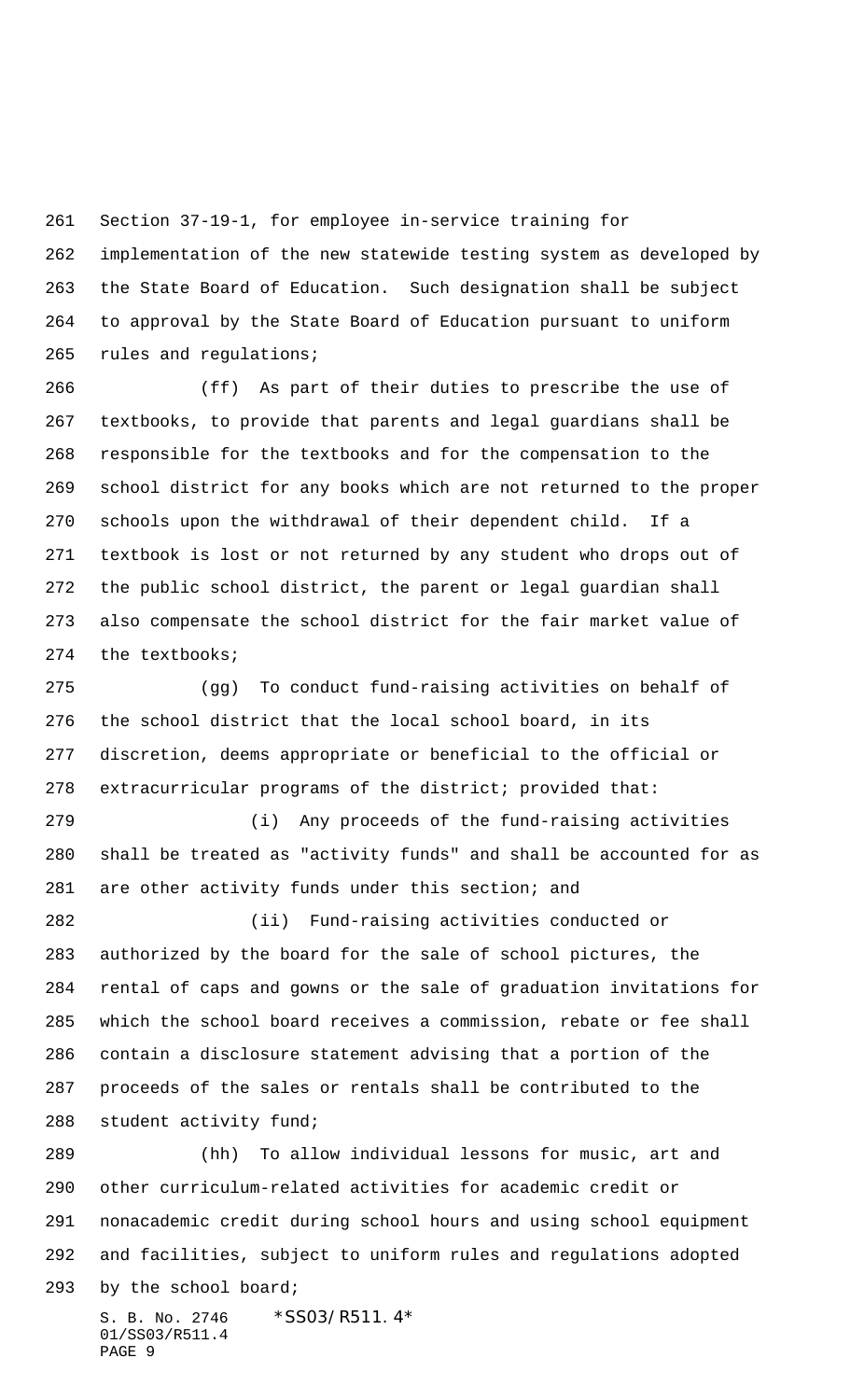Section 37-19-1, for employee in-service training for implementation of the new statewide testing system as developed by the State Board of Education. Such designation shall be subject to approval by the State Board of Education pursuant to uniform rules and regulations;

(ff) As part of their duties to prescribe the use of textbooks, to provide that parents and legal guardians shall be responsible for the textbooks and for the compensation to the school district for any books which are not returned to the proper schools upon the withdrawal of their dependent child. If a textbook is lost or not returned by any student who drops out of the public school district, the parent or legal guardian shall also compensate the school district for the fair market value of the textbooks;

(gg) To conduct fund-raising activities on behalf of the school district that the local school board, in its discretion, deems appropriate or beneficial to the official or extracurricular programs of the district; provided that:

(i) Any proceeds of the fund-raising activities shall be treated as "activity funds" and shall be accounted for as are other activity funds under this section; and

(ii) Fund-raising activities conducted or authorized by the board for the sale of school pictures, the rental of caps and gowns or the sale of graduation invitations for which the school board receives a commission, rebate or fee shall contain a disclosure statement advising that a portion of the proceeds of the sales or rentals shall be contributed to the student activity fund;

(hh) To allow individual lessons for music, art and other curriculum-related activities for academic credit or nonacademic credit during school hours and using school equipment and facilities, subject to uniform rules and regulations adopted by the school board;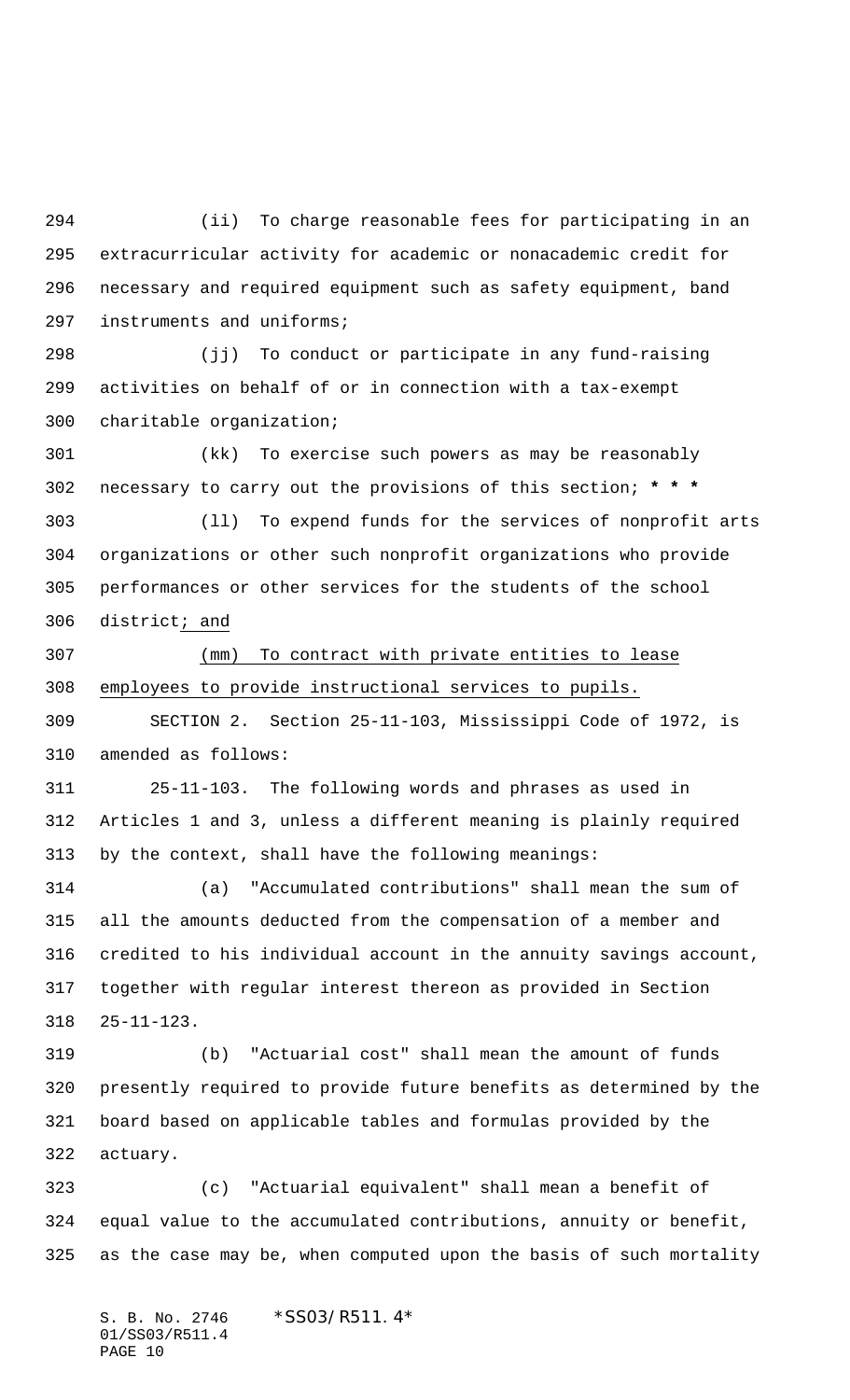(ii) To charge reasonable fees for participating in an extracurricular activity for academic or nonacademic credit for necessary and required equipment such as safety equipment, band instruments and uniforms;

(jj) To conduct or participate in any fund-raising activities on behalf of or in connection with a tax-exempt charitable organization;

(kk) To exercise such powers as may be reasonably necessary to carry out the provisions of this section; * * *

(ll) To expend funds for the services of nonprofit arts organizations or other such nonprofit organizations who provide performances or other services for the students of the school district; and

(mm) To contract with private entities to lease employees to provide instructional services to pupils.

SECTION 2. Section 25-11-103, Mississippi Code of 1972, is amended as follows:

25-11-103. The following words and phrases as used in Articles 1 and 3, unless a different meaning is plainly required by the context, shall have the following meanings:

(a) "Accumulated contributions" shall mean the sum of all the amounts deducted from the compensation of a member and credited to his individual account in the annuity savings account, together with regular interest thereon as provided in Section 25-11-123.

(b) "Actuarial cost" shall mean the amount of funds presently required to provide future benefits as determined by the board based on applicable tables and formulas provided by the actuary.

(c) "Actuarial equivalent" shall mean a benefit of equal value to the accumulated contributions, annuity or benefit, as the case may be, when computed upon the basis of such mortality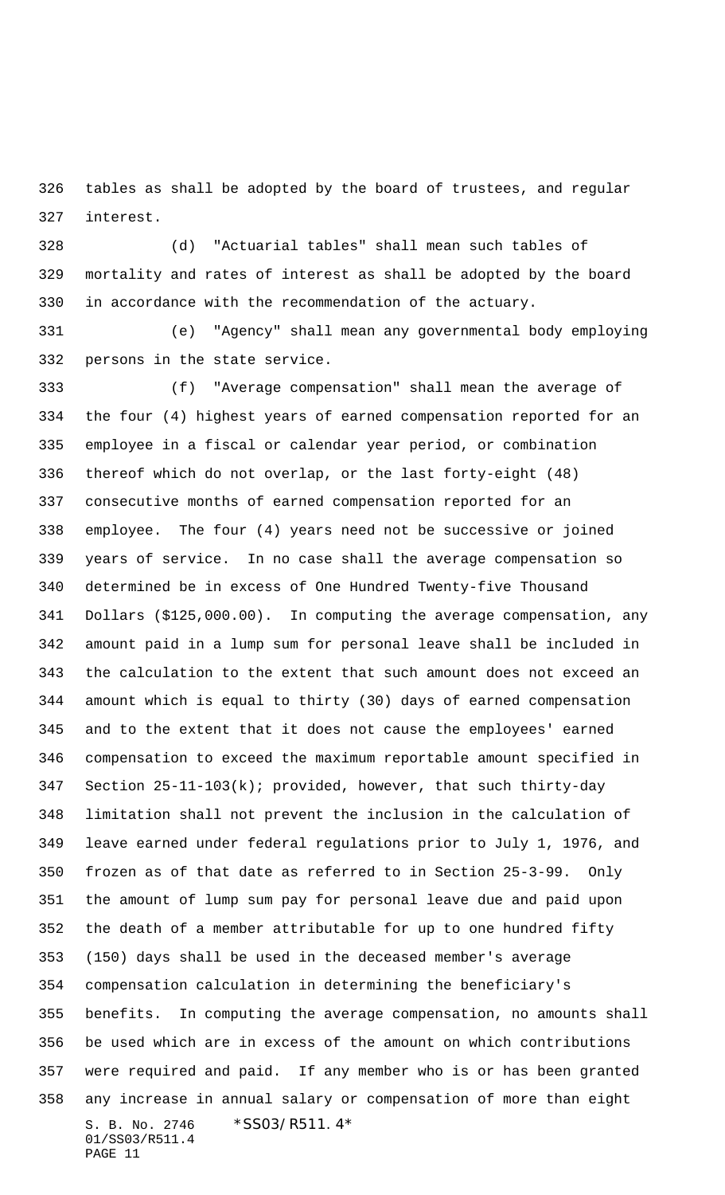tables as shall be adopted by the board of trustees, and regular interest.

(d) "Actuarial tables" shall mean such tables of mortality and rates of interest as shall be adopted by the board in accordance with the recommendation of the actuary.

(e) "Agency" shall mean any governmental body employing persons in the state service.

(f) "Average compensation" shall mean the average of the four (4) highest years of earned compensation reported for an employee in a fiscal or calendar year period, or combination thereof which do not overlap, or the last forty-eight (48) consecutive months of earned compensation reported for an employee. The four (4) years need not be successive or joined years of service. In no case shall the average compensation so determined be in excess of One Hundred Twenty-five Thousand Dollars ($125,000.00). In computing the average compensation, any amount paid in a lump sum for personal leave shall be included in the calculation to the extent that such amount does not exceed an amount which is equal to thirty (30) days of earned compensation and to the extent that it does not cause the employees' earned compensation to exceed the maximum reportable amount specified in Section 25-11-103(k); provided, however, that such thirty-day limitation shall not prevent the inclusion in the calculation of leave earned under federal regulations prior to July 1, 1976, and frozen as of that date as referred to in Section 25-3-99. Only the amount of lump sum pay for personal leave due and paid upon the death of a member attributable for up to one hundred fifty (150) days shall be used in the deceased member's average compensation calculation in determining the beneficiary's benefits. In computing the average compensation, no amounts shall be used which are in excess of the amount on which contributions were required and paid. If any member who is or has been granted any increase in annual salary or compensation of more than eight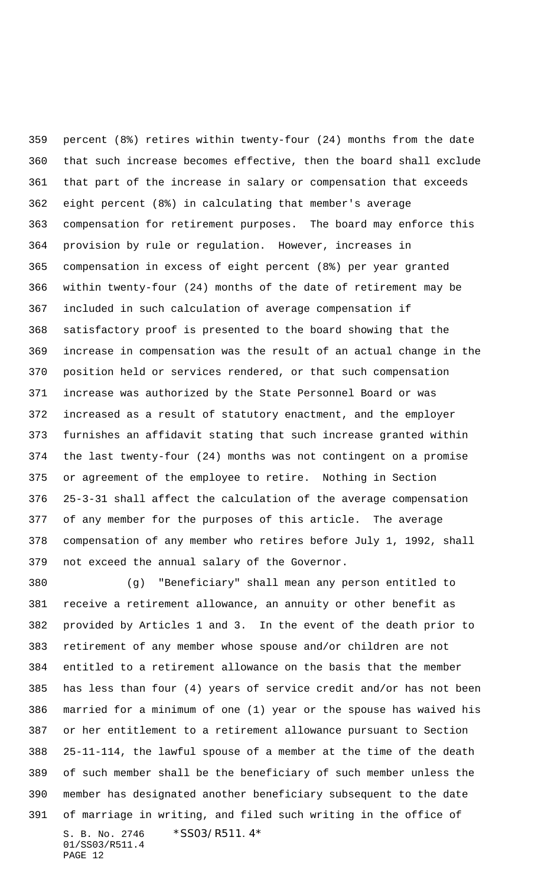percent (8%) retires within twenty-four (24) months from the date that such increase becomes effective, then the board shall exclude that part of the increase in salary or compensation that exceeds eight percent (8%) in calculating that member's average compensation for retirement purposes. The board may enforce this provision by rule or regulation. However, increases in compensation in excess of eight percent (8%) per year granted within twenty-four (24) months of the date of retirement may be included in such calculation of average compensation if satisfactory proof is presented to the board showing that the increase in compensation was the result of an actual change in the position held or services rendered, or that such compensation increase was authorized by the State Personnel Board or was increased as a result of statutory enactment, and the employer furnishes an affidavit stating that such increase granted within the last twenty-four (24) months was not contingent on a promise or agreement of the employee to retire. Nothing in Section 25-3-31 shall affect the calculation of the average compensation of any member for the purposes of this article. The average compensation of any member who retires before July 1, 1992, shall not exceed the annual salary of the Governor.

(g) "Beneficiary" shall mean any person entitled to receive a retirement allowance, an annuity or other benefit as provided by Articles 1 and 3. In the event of the death prior to retirement of any member whose spouse and/or children are not entitled to a retirement allowance on the basis that the member has less than four (4) years of service credit and/or has not been married for a minimum of one (1) year or the spouse has waived his or her entitlement to a retirement allowance pursuant to Section 25-11-114, the lawful spouse of a member at the time of the death of such member shall be the beneficiary of such member unless the member has designated another beneficiary subsequent to the date of marriage in writing, and filed such writing in the office of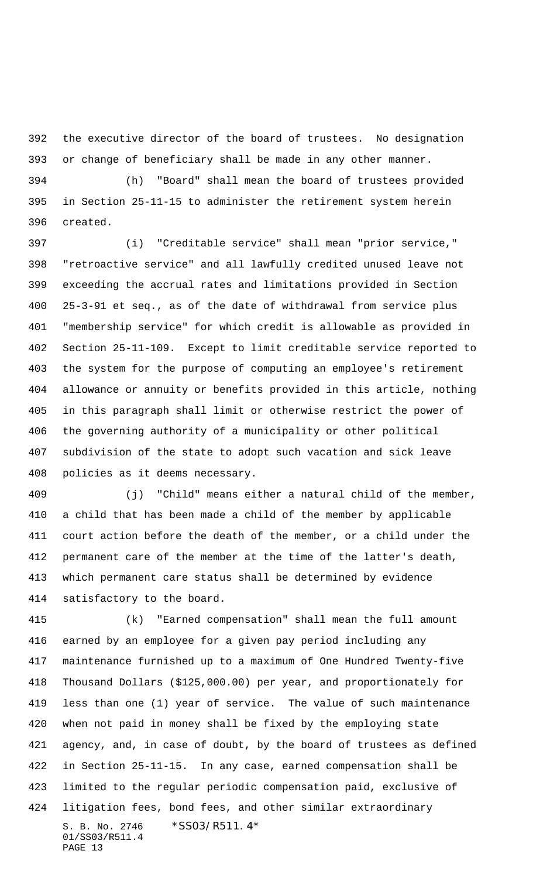the executive director of the board of trustees. No designation or change of beneficiary shall be made in any other manner.

(h) "Board" shall mean the board of trustees provided in Section 25-11-15 to administer the retirement system herein created.

(i) "Creditable service" shall mean "prior service," "retroactive service" and all lawfully credited unused leave not exceeding the accrual rates and limitations provided in Section 25-3-91 et seq., as of the date of withdrawal from service plus "membership service" for which credit is allowable as provided in Section 25-11-109. Except to limit creditable service reported to the system for the purpose of computing an employee's retirement allowance or annuity or benefits provided in this article, nothing in this paragraph shall limit or otherwise restrict the power of the governing authority of a municipality or other political subdivision of the state to adopt such vacation and sick leave policies as it deems necessary.

(j) "Child" means either a natural child of the member, a child that has been made a child of the member by applicable court action before the death of the member, or a child under the permanent care of the member at the time of the latter's death, which permanent care status shall be determined by evidence satisfactory to the board.

(k) "Earned compensation" shall mean the full amount earned by an employee for a given pay period including any maintenance furnished up to a maximum of One Hundred Twenty-five Thousand Dollars ($125,000.00) per year, and proportionately for less than one (1) year of service. The value of such maintenance when not paid in money shall be fixed by the employing state agency, and, in case of doubt, by the board of trustees as defined in Section 25-11-15. In any case, earned compensation shall be limited to the regular periodic compensation paid, exclusive of litigation fees, bond fees, and other similar extraordinary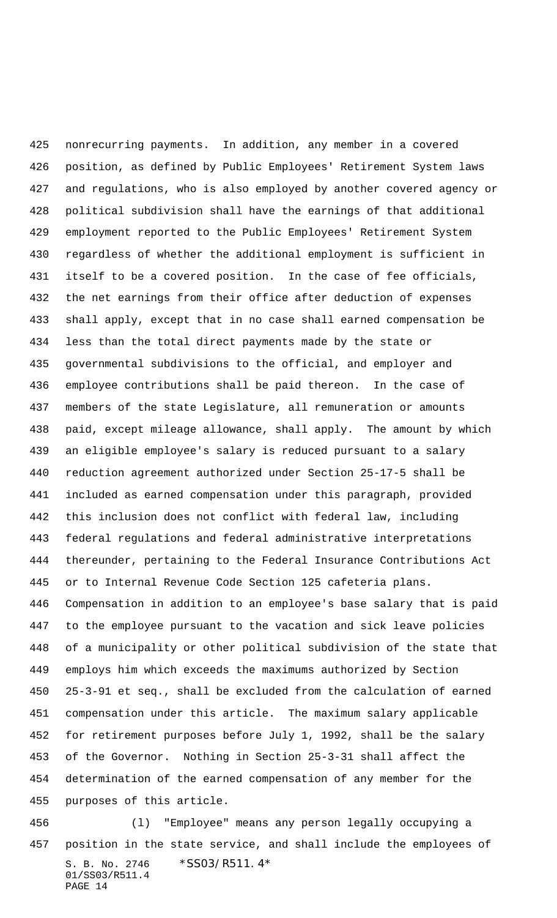nonrecurring payments. In addition, any member in a covered position, as defined by Public Employees' Retirement System laws and regulations, who is also employed by another covered agency or political subdivision shall have the earnings of that additional employment reported to the Public Employees' Retirement System regardless of whether the additional employment is sufficient in itself to be a covered position. In the case of fee officials, the net earnings from their office after deduction of expenses shall apply, except that in no case shall earned compensation be less than the total direct payments made by the state or governmental subdivisions to the official, and employer and employee contributions shall be paid thereon. In the case of members of the state Legislature, all remuneration or amounts paid, except mileage allowance, shall apply. The amount by which an eligible employee's salary is reduced pursuant to a salary reduction agreement authorized under Section 25-17-5 shall be included as earned compensation under this paragraph, provided this inclusion does not conflict with federal law, including federal regulations and federal administrative interpretations thereunder, pertaining to the Federal Insurance Contributions Act or to Internal Revenue Code Section 125 cafeteria plans. Compensation in addition to an employee's base salary that is paid to the employee pursuant to the vacation and sick leave policies of a municipality or other political subdivision of the state that employs him which exceeds the maximums authorized by Section 25-3-91 et seq., shall be excluded from the calculation of earned compensation under this article. The maximum salary applicable for retirement purposes before July 1, 1992, shall be the salary of the Governor. Nothing in Section 25-3-31 shall affect the determination of the earned compensation of any member for the purposes of this article.

(l) "Employee" means any person legally occupying a position in the state service, and shall include the employees of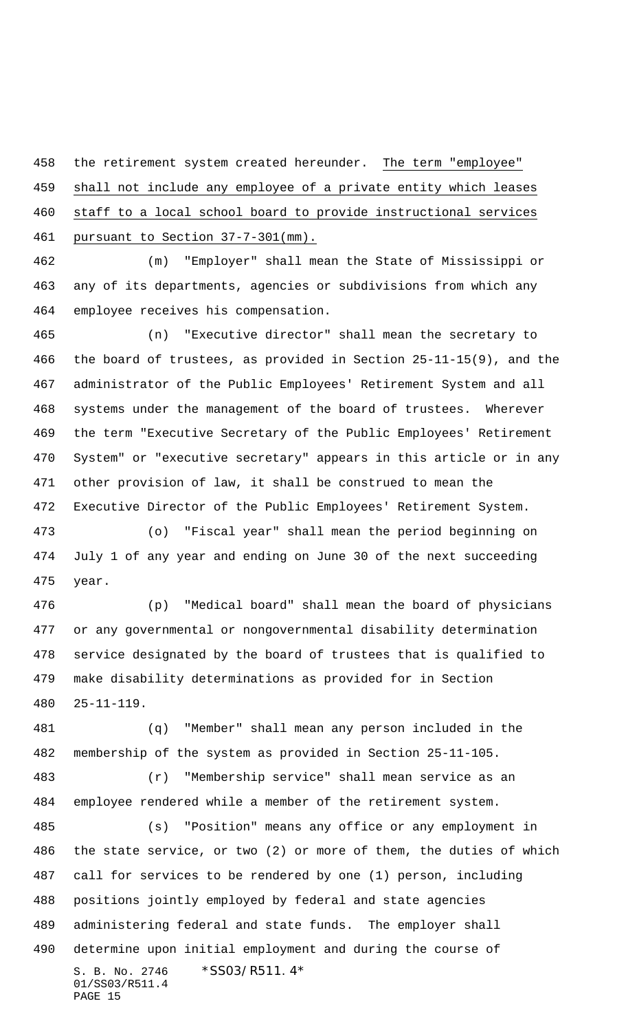the retirement system created hereunder. <u>The term "employee" shall not include any employee of a private entity which leases staff to a local school board to provide instructional services pursuant to Section 37-7-301(mm).</u>

(m) "Employer" shall mean the State of Mississippi or any of its departments, agencies or subdivisions from which any employee receives his compensation.

(n) "Executive director" shall mean the secretary to the board of trustees, as provided in Section 25-11-15(9), and the administrator of the Public Employees' Retirement System and all systems under the management of the board of trustees. Wherever the term "Executive Secretary of the Public Employees' Retirement System" or "executive secretary" appears in this article or in any other provision of law, it shall be construed to mean the Executive Director of the Public Employees' Retirement System.

(o) "Fiscal year" shall mean the period beginning on July 1 of any year and ending on June 30 of the next succeeding year.

(p) "Medical board" shall mean the board of physicians or any governmental or nongovernmental disability determination service designated by the board of trustees that is qualified to make disability determinations as provided for in Section 25-11-119.

(q) "Member" shall mean any person included in the membership of the system as provided in Section 25-11-105.

(r) "Membership service" shall mean service as an employee rendered while a member of the retirement system.

(s) "Position" means any office or any employment in the state service, or two (2) or more of them, the duties of which call for services to be rendered by one (1) person, including positions jointly employed by federal and state agencies administering federal and state funds. The employer shall determine upon initial employment and during the course of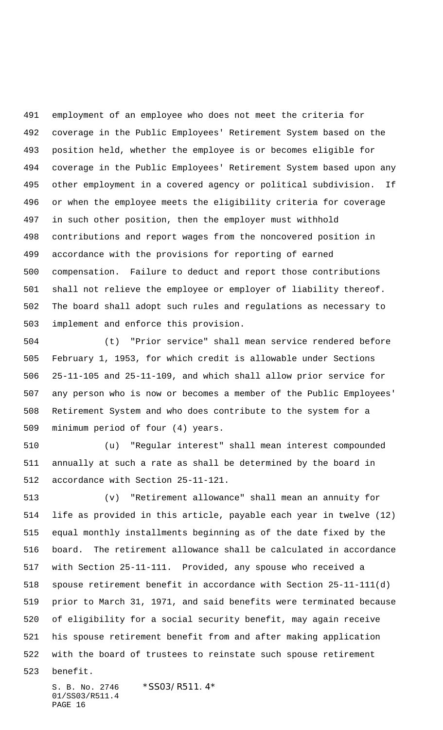employment of an employee who does not meet the criteria for coverage in the Public Employees' Retirement System based on the position held, whether the employee is or becomes eligible for coverage in the Public Employees' Retirement System based upon any other employment in a covered agency or political subdivision. If or when the employee meets the eligibility criteria for coverage in such other position, then the employer must withhold contributions and report wages from the noncovered position in accordance with the provisions for reporting of earned compensation. Failure to deduct and report those contributions shall not relieve the employee or employer of liability thereof. The board shall adopt such rules and regulations as necessary to implement and enforce this provision.

(t) "Prior service" shall mean service rendered before February 1, 1953, for which credit is allowable under Sections 25-11-105 and 25-11-109, and which shall allow prior service for any person who is now or becomes a member of the Public Employees' Retirement System and who does contribute to the system for a minimum period of four (4) years.

(u) "Regular interest" shall mean interest compounded annually at such a rate as shall be determined by the board in accordance with Section 25-11-121.

(v) "Retirement allowance" shall mean an annuity for life as provided in this article, payable each year in twelve (12) equal monthly installments beginning as of the date fixed by the board. The retirement allowance shall be calculated in accordance with Section 25-11-111. Provided, any spouse who received a spouse retirement benefit in accordance with Section 25-11-111(d) prior to March 31, 1971, and said benefits were terminated because of eligibility for a social security benefit, may again receive his spouse retirement benefit from and after making application with the board of trustees to reinstate such spouse retirement benefit.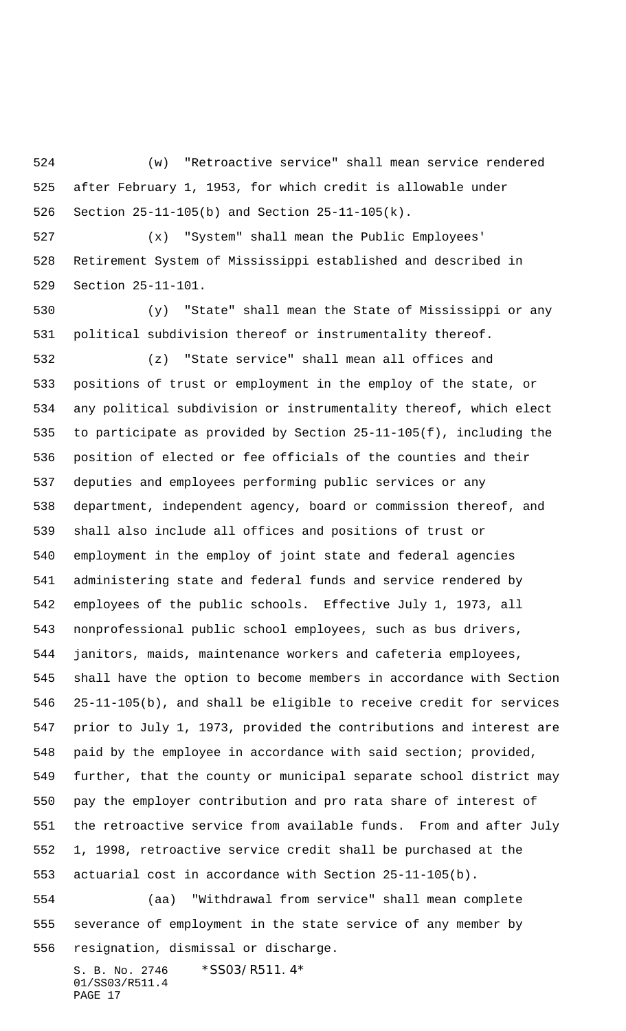(w) "Retroactive service" shall mean service rendered after February 1, 1953, for which credit is allowable under Section 25-11-105(b) and Section 25-11-105(k).

(x) "System" shall mean the Public Employees' Retirement System of Mississippi established and described in Section 25-11-101.

(y) "State" shall mean the State of Mississippi or any political subdivision thereof or instrumentality thereof.

(z) "State service" shall mean all offices and positions of trust or employment in the employ of the state, or any political subdivision or instrumentality thereof, which elect to participate as provided by Section 25-11-105(f), including the position of elected or fee officials of the counties and their deputies and employees performing public services or any department, independent agency, board or commission thereof, and shall also include all offices and positions of trust or employment in the employ of joint state and federal agencies administering state and federal funds and service rendered by employees of the public schools. Effective July 1, 1973, all nonprofessional public school employees, such as bus drivers, janitors, maids, maintenance workers and cafeteria employees, shall have the option to become members in accordance with Section 25-11-105(b), and shall be eligible to receive credit for services prior to July 1, 1973, provided the contributions and interest are paid by the employee in accordance with said section; provided, further, that the county or municipal separate school district may pay the employer contribution and pro rata share of interest of the retroactive service from available funds. From and after July 1, 1998, retroactive service credit shall be purchased at the actuarial cost in accordance with Section 25-11-105(b).

(aa) "Withdrawal from service" shall mean complete severance of employment in the state service of any member by resignation, dismissal or discharge.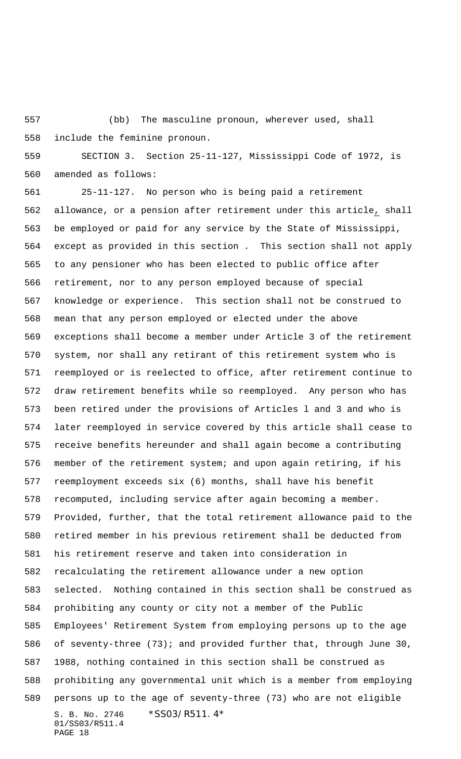(bb) The masculine pronoun, wherever used, shall include the feminine pronoun.

SECTION 3. Section 25-11-127, Mississippi Code of 1972, is amended as follows:

25-11-127. No person who is being paid a retirement allowance, or a pension after retirement under this article, shall be employed or paid for any service by the State of Mississippi, except as provided in this section . This section shall not apply to any pensioner who has been elected to public office after retirement, nor to any person employed because of special knowledge or experience. This section shall not be construed to mean that any person employed or elected under the above exceptions shall become a member under Article 3 of the retirement system, nor shall any retirant of this retirement system who is reemployed or is reelected to office, after retirement continue to draw retirement benefits while so reemployed. Any person who has been retired under the provisions of Articles l and 3 and who is later reemployed in service covered by this article shall cease to receive benefits hereunder and shall again become a contributing member of the retirement system; and upon again retiring, if his reemployment exceeds six (6) months, shall have his benefit recomputed, including service after again becoming a member. Provided, further, that the total retirement allowance paid to the retired member in his previous retirement shall be deducted from his retirement reserve and taken into consideration in recalculating the retirement allowance under a new option selected. Nothing contained in this section shall be construed as prohibiting any county or city not a member of the Public Employees' Retirement System from employing persons up to the age of seventy-three (73); and provided further that, through June 30, 1988, nothing contained in this section shall be construed as prohibiting any governmental unit which is a member from employing persons up to the age of seventy-three (73) who are not eligible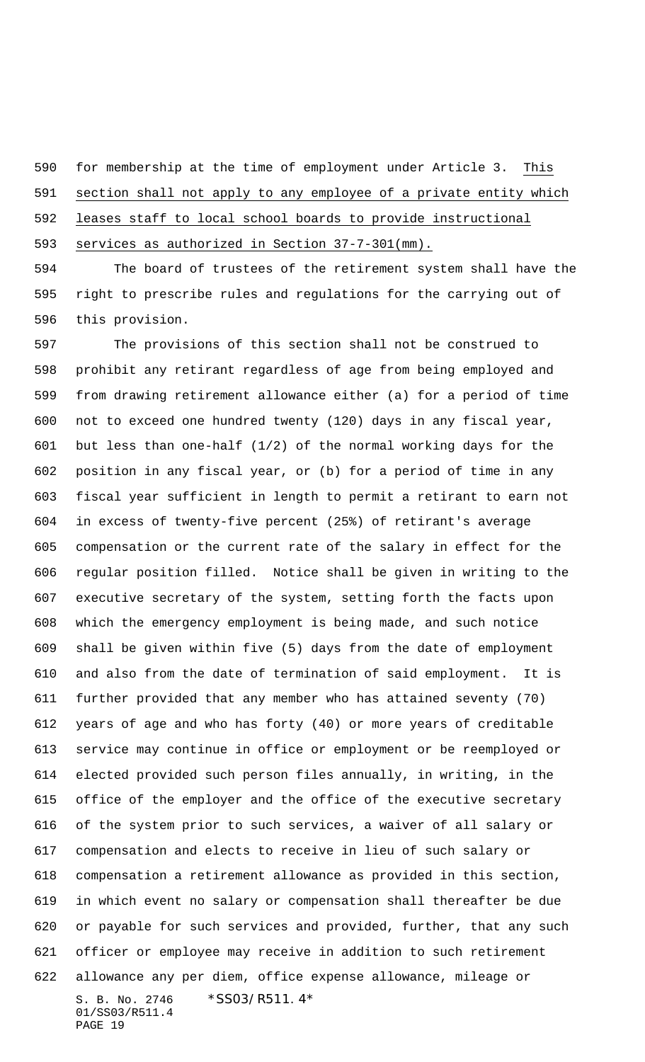for membership at the time of employment under Article 3. This section shall not apply to any employee of a private entity which leases staff to local school boards to provide instructional services as authorized in Section 37-7-301(mm).

The board of trustees of the retirement system shall have the right to prescribe rules and regulations for the carrying out of this provision.

The provisions of this section shall not be construed to prohibit any retirant regardless of age from being employed and from drawing retirement allowance either (a) for a period of time not to exceed one hundred twenty (120) days in any fiscal year, but less than one-half (1/2) of the normal working days for the position in any fiscal year, or (b) for a period of time in any fiscal year sufficient in length to permit a retirant to earn not in excess of twenty-five percent (25%) of retirant's average compensation or the current rate of the salary in effect for the regular position filled. Notice shall be given in writing to the executive secretary of the system, setting forth the facts upon which the emergency employment is being made, and such notice shall be given within five (5) days from the date of employment and also from the date of termination of said employment. It is further provided that any member who has attained seventy (70) years of age and who has forty (40) or more years of creditable service may continue in office or employment or be reemployed or elected provided such person files annually, in writing, in the office of the employer and the office of the executive secretary of the system prior to such services, a waiver of all salary or compensation and elects to receive in lieu of such salary or compensation a retirement allowance as provided in this section, in which event no salary or compensation shall thereafter be due or payable for such services and provided, further, that any such officer or employee may receive in addition to such retirement allowance any per diem, office expense allowance, mileage or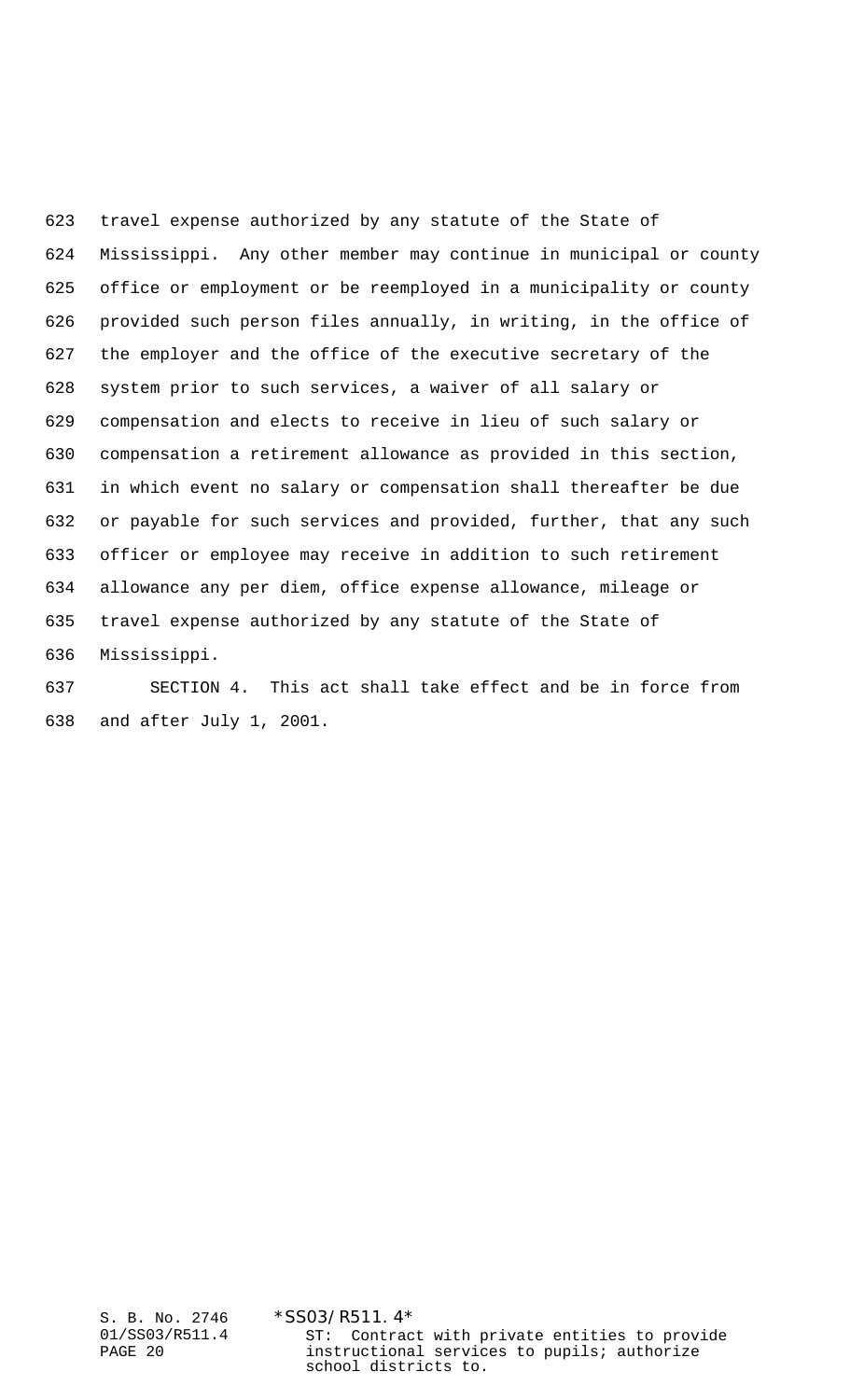travel expense authorized by any statute of the State of Mississippi. Any other member may continue in municipal or county office or employment or be reemployed in a municipality or county provided such person files annually, in writing, in the office of the employer and the office of the executive secretary of the system prior to such services, a waiver of all salary or compensation and elects to receive in lieu of such salary or compensation a retirement allowance as provided in this section, in which event no salary or compensation shall thereafter be due or payable for such services and provided, further, that any such officer or employee may receive in addition to such retirement allowance any per diem, office expense allowance, mileage or travel expense authorized by any statute of the State of Mississippi.

SECTION 4. This act shall take effect and be in force from and after July 1, 2001.